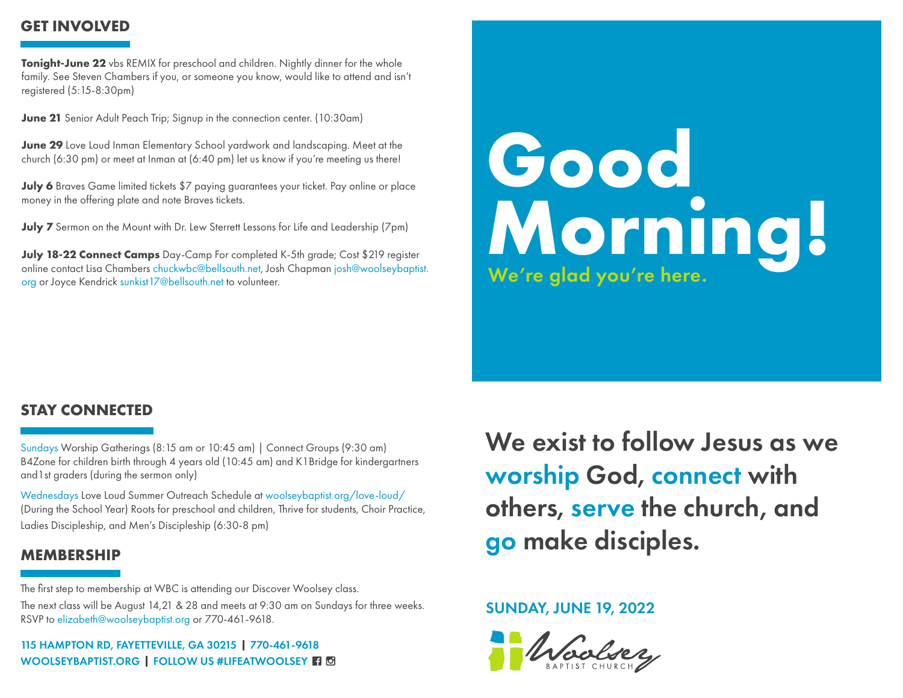## GET INVOLVED

**Tonight-June 22** vbs REMIX for preschool and children. Nightly dinner for the whole family. See Steven Chambers if you, or someone you know, would like to attend and isn't registered (5:15-8:30pm)

**June 21** Senior Adult Peach Trip; Signup in the connection center. (10:30am)

**June 29** Love Loud Inman Elementary School yardwork and landscaping. Meet at the church (6:30 pm) or meet at Inman at (6:40 pm) let us know if you're meeting us there!

**July 6** Braves Game limited tickets $7 paying guarantees your ticket. Pay online or place money in the offering plate and note Braves tickets.

**July 7** Sermon on the Mount with Dr. Lew Sterrett Lessons for Life and Leadership (7pm)

**July 18-22 Connect Camps** Day-Camp For completed K-5th grade; Cost $219 register online contact Lisa Chambers chuckwbc@bellsouth.net, Josh Chapman josh@woolseybaptist.org or Joyce Kendrick sunkist17@bellsouth.net to volunteer.

# Good Morning!

We're glad you're here.

## STAY CONNECTED

Sundays Worship Gatherings (8:15 am or 10:45 am) | Connect Groups (9:30 am) B4Zone for children birth through 4 years old (10:45 am) and K1Bridge for kindergartners and1st graders (during the sermon only)

Wednesdays Love Loud Summer Outreach Schedule at woolseybaptist.org/love-loud/ (During the School Year) Roots for preschool and children, Thrive for students, Choir Practice, Ladies Discipleship, and Men's Discipleship (6:30-8 pm)

## MEMBERSHIP

The first step to membership at WBC is attending our Discover Woolsey class.

The next class will be August 14,21 & 28 and meets at 9:30 am on Sundays for three weeks. RSVP to elizabeth@woolseybaptist.org or 770-461-9618.

115 HAMPTON RD, FAYETTEVILLE, GA 30215 | 770-461-9618
WOOLSEYBAPTIST.ORG | FOLLOW US #LIFEATWOOLSEY

**We exist to follow Jesus as we worship God, connect with others, serve the church, and go make disciples.**

SUNDAY, JUNE 19, 2022

Woolsey BAPTIST CHURCH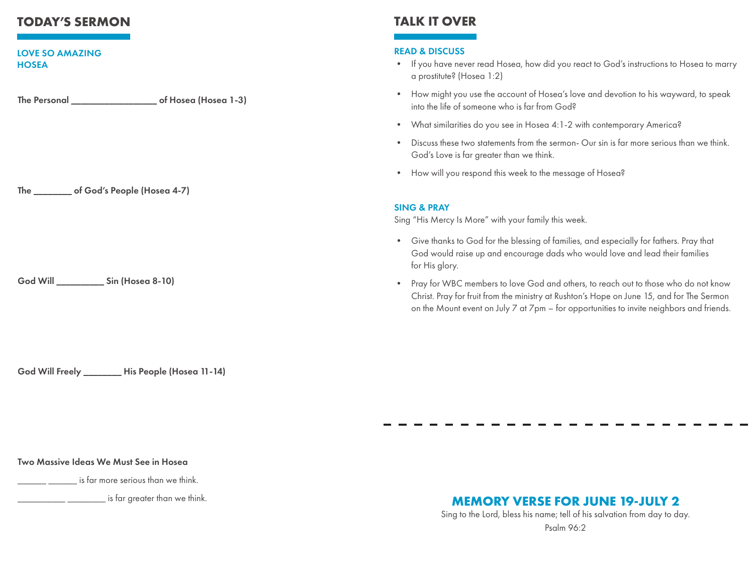## TODAY'S SERMON

**LOVE SO AMAZING**
**HOSEA**

**The Personal ________________ of Hosea (Hosea 1-3)**

**The _______ of God's People (Hosea 4-7)**

**God Will _________ Sin (Hosea 8-10)**

**God Will Freely _______ His People (Hosea 11-14)**

**Two Massive Ideas We Must See in Hosea**

_____ _____ is far more serious than we think.

_________ _______ is far greater than we think.

## TALK IT OVER

**READ & DISCUSS**

- If you have never read Hosea, how did you react to God's instructions to Hosea to marry a prostitute? (Hosea 1:2)
- How might you use the account of Hosea's love and devotion to his wayward, to speak into the life of someone who is far from God?
- What similarities do you see in Hosea 4:1-2 with contemporary America?
- Discuss these two statements from the sermon- Our sin is far more serious than we think. God's Love is far greater than we think.
- How will you respond this week to the message of Hosea?

**SING & PRAY**

Sing "His Mercy Is More" with your family this week.

- Give thanks to God for the blessing of families, and especially for fathers. Pray that God would raise up and encourage dads who would love and lead their families for His glory.
- Pray for WBC members to love God and others, to reach out to those who do not know Christ. Pray for fruit from the ministry at Rushton's Hope on June 15, and for The Sermon on the Mount event on July 7 at 7pm – for opportunities to invite neighbors and friends.

## MEMORY VERSE FOR JUNE 19-JULY 2

Sing to the Lord, bless his name; tell of his salvation from day to day.
Psalm 96:2